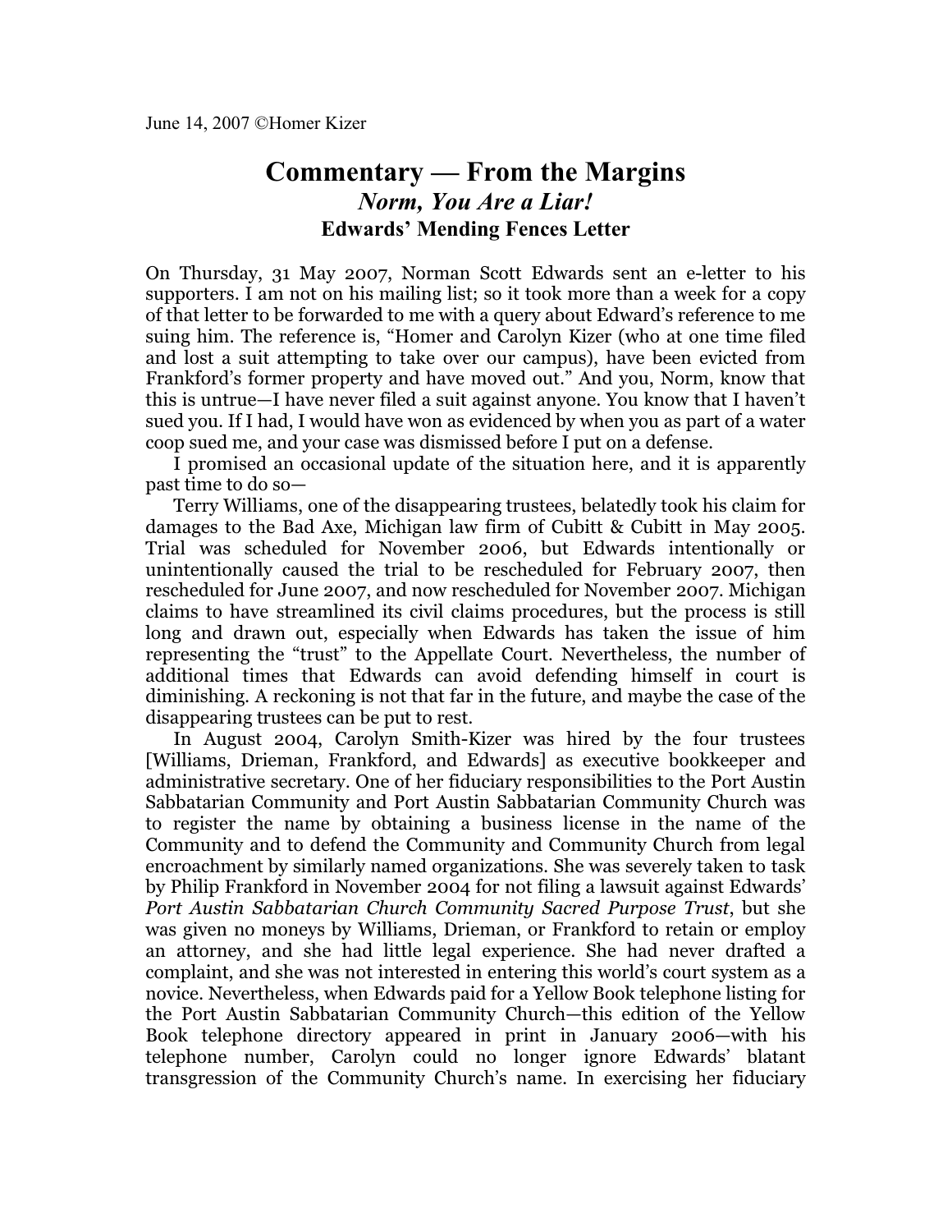June 14, 2007 ©Homer Kizer

# Commentary — From the Margins

## *Norm, You Are a Liar!*

### Edwards' Mending Fences Letter

On Thursday, 31 May 2007, Norman Scott Edwards sent an e-letter to his supporters. I am not on his mailing list; so it took more than a week for a copy of that letter to be forwarded to me with a query about Edward's reference to me suing him. The reference is, "Homer and Carolyn Kizer (who at one time filed and lost a suit attempting to take over our campus), have been evicted from Frankford's former property and have moved out." And you, Norm, know that this is untrue—I have never filed a suit against anyone. You know that I haven't sued you. If I had, I would have won as evidenced by when you as part of a water coop sued me, and your case was dismissed before I put on a defense.

I promised an occasional update of the situation here, and it is apparently past time to do so—

Terry Williams, one of the disappearing trustees, belatedly took his claim for damages to the Bad Axe, Michigan law firm of Cubitt & Cubitt in May 2005. Trial was scheduled for November 2006, but Edwards intentionally or unintentionally caused the trial to be rescheduled for February 2007, then rescheduled for June 2007, and now rescheduled for November 2007. Michigan claims to have streamlined its civil claims procedures, but the process is still long and drawn out, especially when Edwards has taken the issue of him representing the "trust" to the Appellate Court. Nevertheless, the number of additional times that Edwards can avoid defending himself in court is diminishing. A reckoning is not that far in the future, and maybe the case of the disappearing trustees can be put to rest.

In August 2004, Carolyn Smith-Kizer was hired by the four trustees [Williams, Drieman, Frankford, and Edwards] as executive bookkeeper and administrative secretary. One of her fiduciary responsibilities to the Port Austin Sabbatarian Community and Port Austin Sabbatarian Community Church was to register the name by obtaining a business license in the name of the Community and to defend the Community and Community Church from legal encroachment by similarly named organizations. She was severely taken to task by Philip Frankford in November 2004 for not filing a lawsuit against Edwards' *Port Austin Sabbatarian Church Community Sacred Purpose Trust*, but she was given no moneys by Williams, Drieman, or Frankford to retain or employ an attorney, and she had little legal experience. She had never drafted a complaint, and she was not interested in entering this world's court system as a novice. Nevertheless, when Edwards paid for a Yellow Book telephone listing for the Port Austin Sabbatarian Community Church—this edition of the Yellow Book telephone directory appeared in print in January 2006—with his telephone number, Carolyn could no longer ignore Edwards' blatant transgression of the Community Church's name. In exercising her fiduciary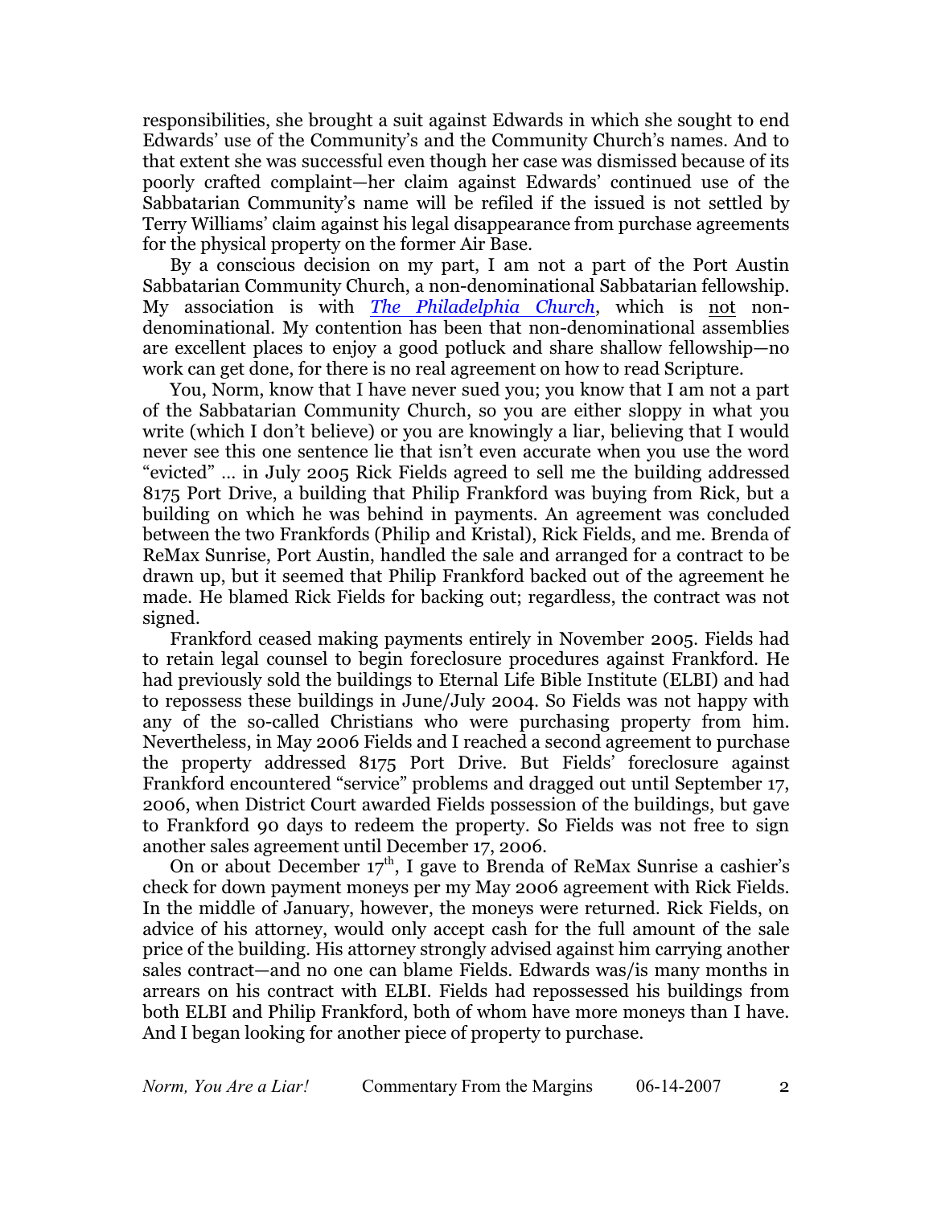responsibilities, she brought a suit against Edwards in which she sought to end Edwards' use of the Community's and the Community Church's names. And to that extent she was successful even though her case was dismissed because of its poorly crafted complaint—her claim against Edwards' continued use of the Sabbatarian Community's name will be refiled if the issued is not settled by Terry Williams' claim against his legal disappearance from purchase agreements for the physical property on the former Air Base.

By a conscious decision on my part, I am not a part of the Port Austin Sabbatarian Community Church, a non-denominational Sabbatarian fellowship. My association is with [*The Philadelphia Church*](), which is <u>not</u> non-denominational. My contention has been that non-denominational assemblies are excellent places to enjoy a good potluck and share shallow fellowship—no work can get done, for there is no real agreement on how to read Scripture.

You, Norm, know that I have never sued you; you know that I am not a part of the Sabbatarian Community Church, so you are either sloppy in what you write (which I don't believe) or you are knowingly a liar, believing that I would never see this one sentence lie that isn't even accurate when you use the word "evicted" … in July 2005 Rick Fields agreed to sell me the building addressed 8175 Port Drive, a building that Philip Frankford was buying from Rick, but a building on which he was behind in payments. An agreement was concluded between the two Frankfords (Philip and Kristal), Rick Fields, and me. Brenda of ReMax Sunrise, Port Austin, handled the sale and arranged for a contract to be drawn up, but it seemed that Philip Frankford backed out of the agreement he made. He blamed Rick Fields for backing out; regardless, the contract was not signed.

Frankford ceased making payments entirely in November 2005. Fields had to retain legal counsel to begin foreclosure procedures against Frankford. He had previously sold the buildings to Eternal Life Bible Institute (ELBI) and had to repossess these buildings in June/July 2004. So Fields was not happy with any of the so-called Christians who were purchasing property from him. Nevertheless, in May 2006 Fields and I reached a second agreement to purchase the property addressed 8175 Port Drive. But Fields' foreclosure against Frankford encountered "service" problems and dragged out until September 17, 2006, when District Court awarded Fields possession of the buildings, but gave to Frankford 90 days to redeem the property. So Fields was not free to sign another sales agreement until December 17, 2006.

On or about December 17th, I gave to Brenda of ReMax Sunrise a cashier's check for down payment moneys per my May 2006 agreement with Rick Fields. In the middle of January, however, the moneys were returned. Rick Fields, on advice of his attorney, would only accept cash for the full amount of the sale price of the building. His attorney strongly advised against him carrying another sales contract—and no one can blame Fields. Edwards was/is many months in arrears on his contract with ELBI. Fields had repossessed his buildings from both ELBI and Philip Frankford, both of whom have more moneys than I have. And I began looking for another piece of property to purchase.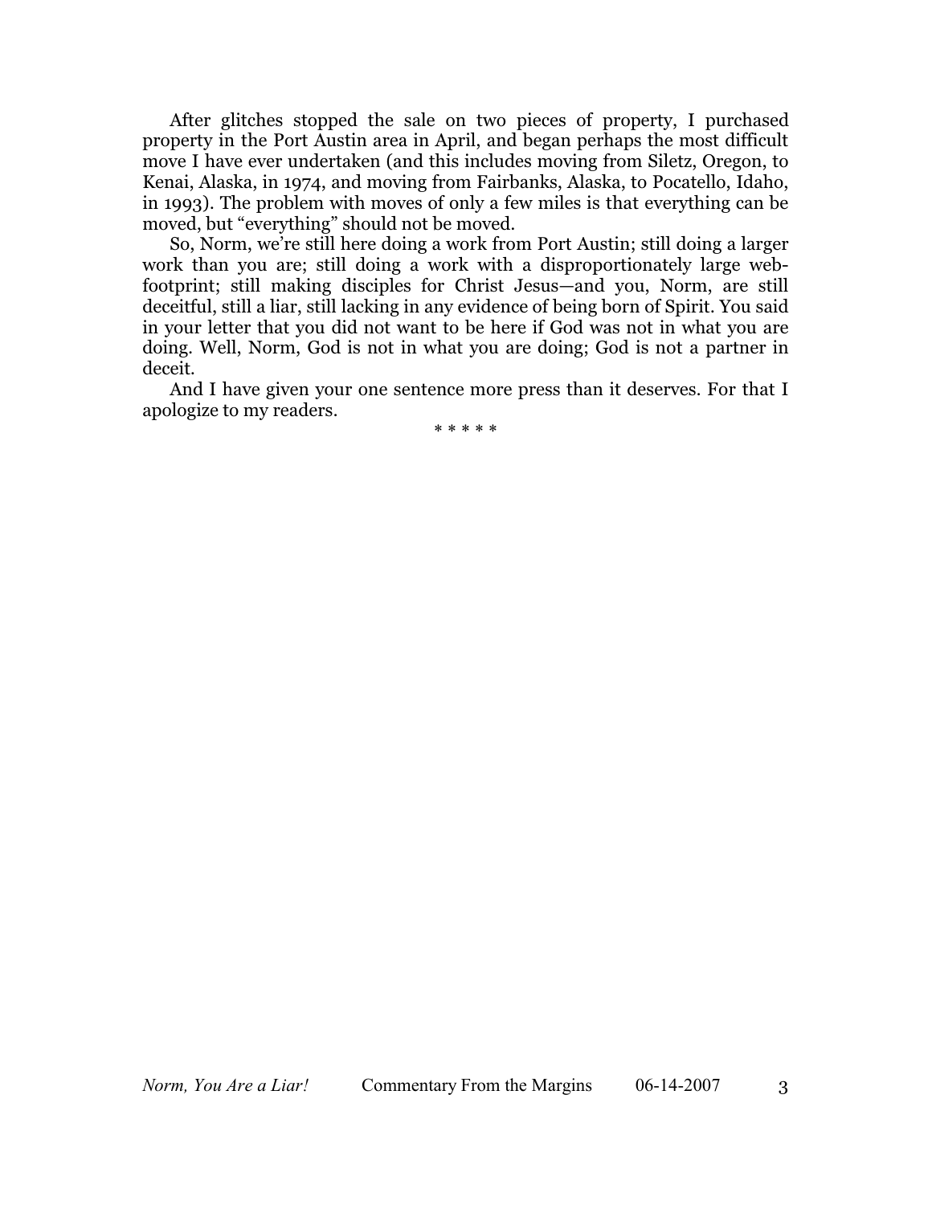After glitches stopped the sale on two pieces of property, I purchased property in the Port Austin area in April, and began perhaps the most difficult move I have ever undertaken (and this includes moving from Siletz, Oregon, to Kenai, Alaska, in 1974, and moving from Fairbanks, Alaska, to Pocatello, Idaho, in 1993). The problem with moves of only a few miles is that everything can be moved, but "everything" should not be moved.

So, Norm, we're still here doing a work from Port Austin; still doing a larger work than you are; still doing a work with a disproportionately large web-footprint; still making disciples for Christ Jesus—and you, Norm, are still deceitful, still a liar, still lacking in any evidence of being born of Spirit. You said in your letter that you did not want to be here if God was not in what you are doing. Well, Norm, God is not in what you are doing; God is not a partner in deceit.

And I have given your one sentence more press than it deserves. For that I apologize to my readers.

\* \* \* \* \*